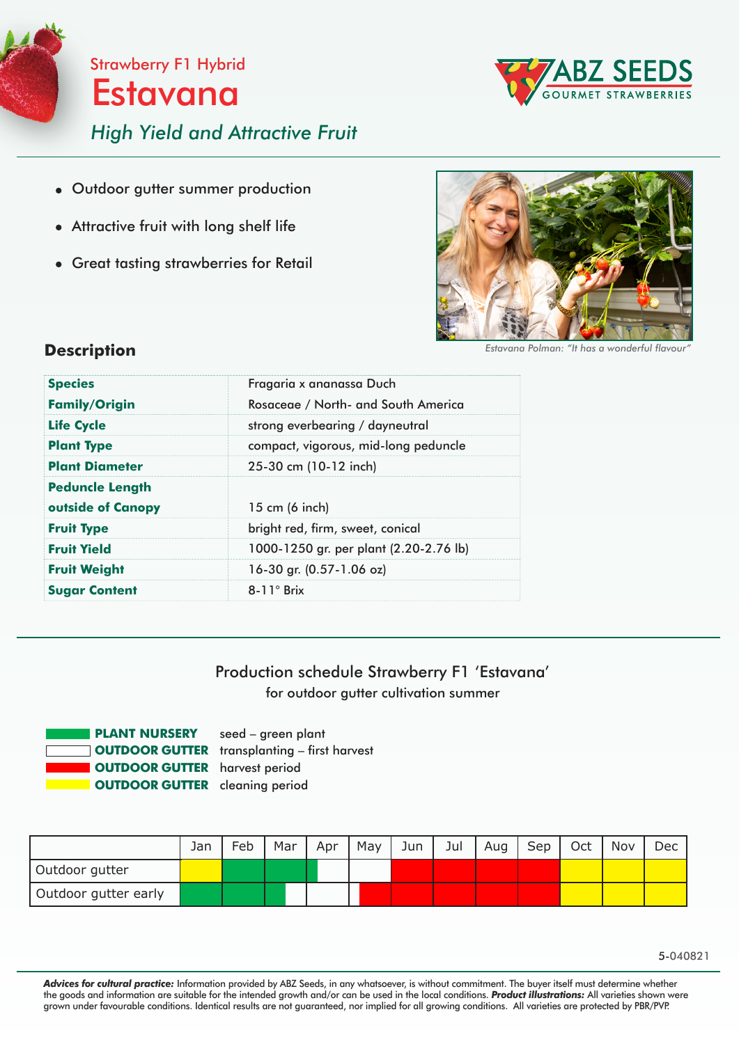Strawberry F1 Hybrid

# Estavana

ABZ SEEDS GOURMET STRAWBERRIES

*High Yield and Attractive Fruit*

- Outdoor gutter summer production
- Attractive fruit with long shelf life
- Great tasting strawberries for Retail

*Estavana Polman: "It has a wonderful flavour"*

## Description

| | |
|---|---|
| **Species** | Fragaria x ananassa Duch |
| **Family/Origin** | Rosaceae / North- and South America |
| **Life Cycle** | strong everbearing / dayneutral |
| **Plant Type** | compact, vigorous, mid-long peduncle |
| **Plant Diameter** | 25-30 cm (10-12 inch) |
| **Peduncle Length outside of Canopy** | 15 cm (6 inch) |
| **Fruit Type** | bright red, firm, sweet, conical |
| **Fruit Yield** | 1000-1250 gr. per plant (2.20-2.76 lb) |
| **Fruit Weight** | 16-30 gr. (0.57-1.06 oz) |
| **Sugar Content** | 8-11° Brix |

## Production schedule Strawberry F1 'Estavana'

for outdoor gutter cultivation summer

| Legend | | |
|---|---|---|
| Green | **PLANT NURSERY** | seed – green plant |
| White | **OUTDOOR GUTTER** | transplanting – first harvest |
| Red | **OUTDOOR GUTTER** | harvest period |
| Yellow | **OUTDOOR GUTTER** | cleaning period |

| | Jan | Feb | Mar | Apr | May | Jun | Jul | Aug | Sep | Oct | Nov | Dec |
|---|---|---|---|---|---|---|---|---|---|---|---|---|
| Outdoor gutter | Yellow | Green | Green | Green (early) / White | White | Red | Red | Red | Red | Yellow | Yellow | Yellow |
| Outdoor gutter early | Green | Green | Green / White | White | White (early) / Red | Red | Red | Red | Red | Yellow | Yellow | Yellow |

5-040821

***Advices for cultural practice:*** Information provided by ABZ Seeds, in any whatsoever, is without commitment. The buyer itself must determine whether the goods and information are suitable for the intended growth and/or can be used in the local conditions. ***Product illustrations:*** All varieties shown were grown under favourable conditions. Identical results are not guaranteed, nor implied for all growing conditions. All varieties are protected by PBR/PVP.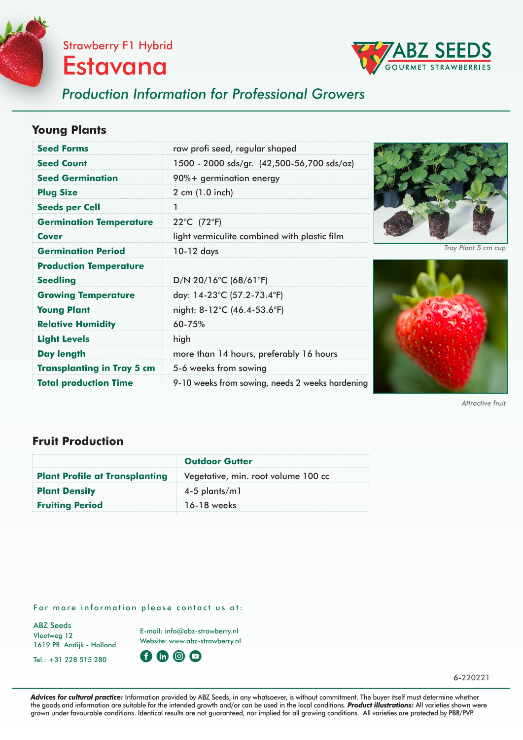Strawberry F1 Hybrid

# Estavana

ABZ SEEDS
GOURMET STRAWBERRIES

*Production Information for Professional Growers*

## Young Plants

| | |
|---|---|
| **Seed Forms** | raw profi seed, regular shaped |
| **Seed Count** | 1500 - 2000 sds/gr. (42,500-56,700 sds/oz) |
| **Seed Germination** | 90%+ germination energy |
| **Plug Size** | 2 cm (1.0 inch) |
| **Seeds per Cell** | 1 |
| **Germination Temperature** | 22°C (72°F) |
| **Cover** | light vermiculite combined with plastic film |
| **Germination Period** | 10-12 days |
| **Production Temperature** | |
| **Seedling** | D/N 20/16°C (68/61°F) |
| **Growing Temperature** | day: 14-23°C (57.2-73.4°F) |
| **Young Plant** | night: 8-12°C (46.4-53.6°F) |
| **Relative Humidity** | 60-75% |
| **Light Levels** | high |
| **Day length** | more than 14 hours, preferably 16 hours |
| **Transplanting in Tray 5 cm** | 5-6 weeks from sowing |
| **Total production Time** | 9-10 weeks from sowing, needs 2 weeks hardening |

*Tray Plant 5 cm cup*

*Attractive fruit*

## Fruit Production

| | **Outdoor Gutter** |
|---|---|
| **Plant Profile at Transplanting** | Vegetative, min. root volume 100 cc |
| **Plant Density** | 4-5 plants/m1 |
| **Fruiting Period** | 16-18 weeks |

For more information please contact us at:

ABZ Seeds
Vleetweg 12
1619 PR Andijk - Holland

Tel.: +31 228 515 280

E-mail: info@abz-strawberry.nl
Website: www.abz-strawberry.nl

6-220221

***Advices for cultural practice:*** Information provided by ABZ Seeds, in any whatsoever, is without commitment. The buyer itself must determine whether the goods and information are suitable for the intended growth and/or can be used in the local conditions. ***Product illustrations:*** All varieties shown were grown under favourable conditions. Identical results are not guaranteed, nor implied for all growing conditions. All varieties are protected by PBR/PVP.